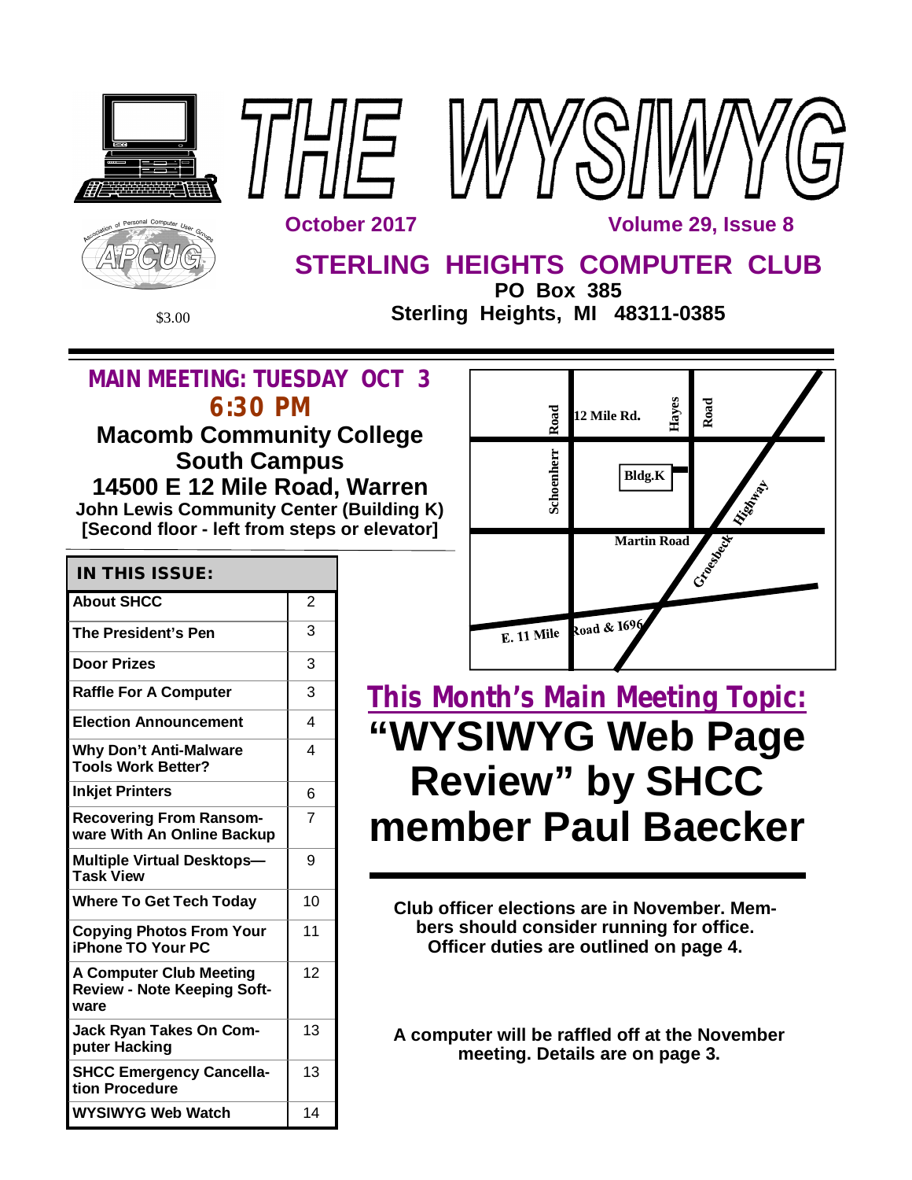# THE WYSIWYG

October 2017 — Volume 29, Issue 8

## STERLING HEIGHTS COMPUTER CLUB

**PO Box 385**
**Sterling Heights, MI 48311-0385**

$3.00

## MAIN MEETING: TUESDAY OCT 3
## 6:30 PM

**Macomb Community College**
**South Campus**
**14500 E 12 Mile Road, Warren**
**John Lewis Community Center (Building K)**
**[Second floor - left from steps or elevator]**

12 Mile Rd. | Schoenherr Road | Hayes Road | Bldg.K | Martin Road | Groesbeck Highway | E. 11 Mile Road & 1696

| IN THIS ISSUE: | |
|---|---|
| About SHCC | 2 |
| The President's Pen | 3 |
| Door Prizes | 3 |
| Raffle For A Computer | 3 |
| Election Announcement | 4 |
| Why Don't Anti-Malware Tools Work Better? | 4 |
| Inkjet Printers | 6 |
| Recovering From Ransomware With An Online Backup | 7 |
| Multiple Virtual Desktops—Task View | 9 |
| Where To Get Tech Today | 10 |
| Copying Photos From Your iPhone TO Your PC | 11 |
| A Computer Club Meeting Review - Note Keeping Software | 12 |
| Jack Ryan Takes On Computer Hacking | 13 |
| SHCC Emergency Cancellation Procedure | 13 |
| WYSIWYG Web Watch | 14 |

## This Month's Main Meeting Topic:

# "WYSIWYG Web Page Review" by SHCC member Paul Baecker

**Club officer elections are in November. Members should consider running for office. Officer duties are outlined on page 4.**

**A computer will be raffled off at the November meeting. Details are on page 3.**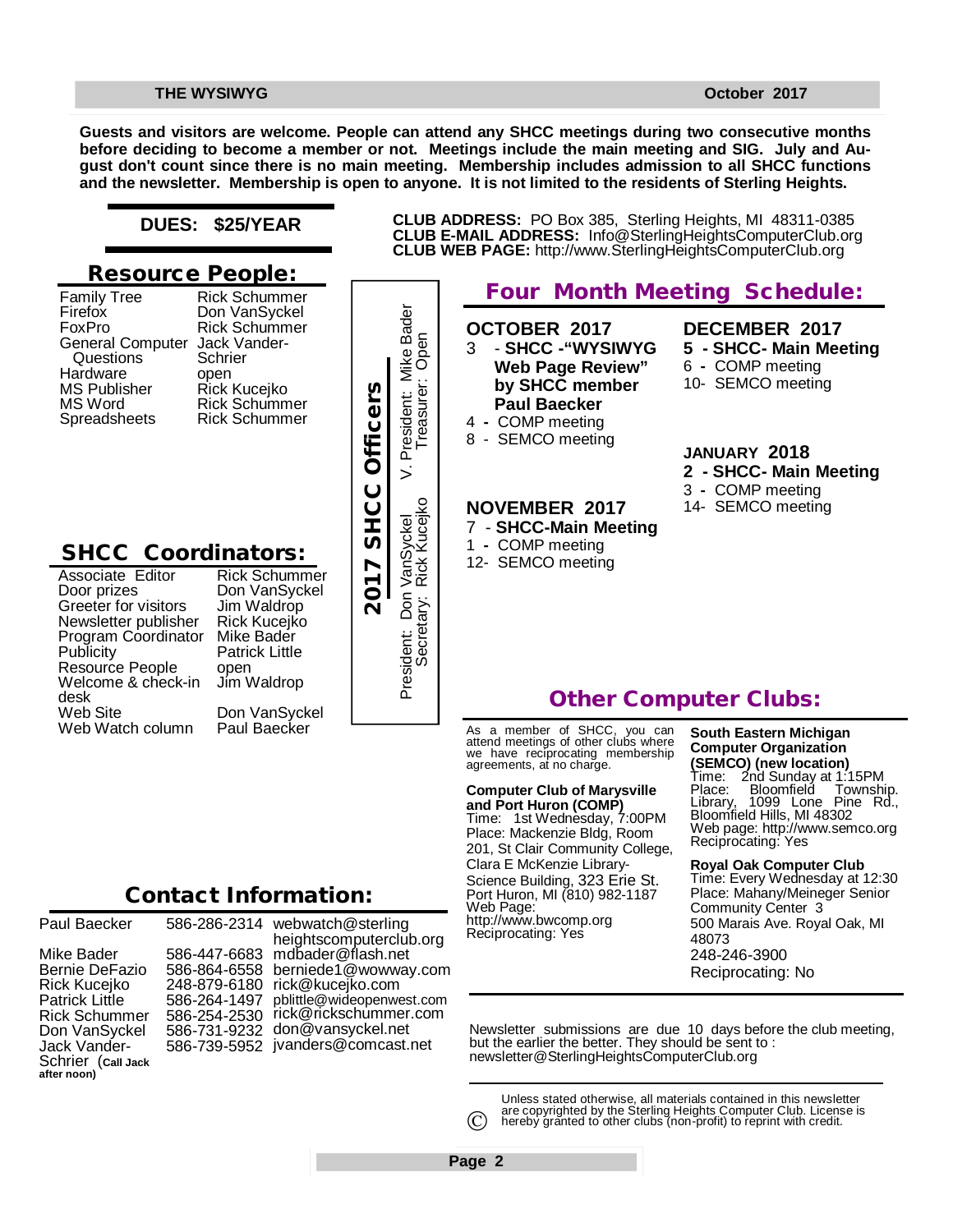**Guests and visitors are welcome. People can attend any SHCC meetings during two consecutive months before deciding to become a member or not. Meetings include the main meeting and SIG. July and August don't count since there is no main meeting. Membership includes admission to all SHCC functions and the newsletter. Membership is open to anyone. It is not limited to the residents of Sterling Heights.**

**DUES: $25/YEAR**

**CLUB ADDRESS:** PO Box 385, Sterling Heights, MI 48311-0385
**CLUB E-MAIL ADDRESS:** Info@SterlingHeightsComputerClub.org
**CLUB WEB PAGE:** http://www.SterlingHeightsComputerClub.org

## Resource People:

| | |
|---|---|
| Family Tree | Rick Schummer |
| Firefox | Don VanSyckel |
| FoxPro | Rick Schummer |
| General Computer Questions | Jack Vander-Schrier |
| Hardware | open |
| MS Publisher | Rick Kucejko |
| MS Word | Rick Schummer |
| Spreadsheets | Rick Schummer |

## 2017 SHCC Officers

President: Don VanSyckel
V. President: Mike Bader
Secretary: Rick Kucejko
Treasurer: Open

## SHCC Coordinators:

| | |
|---|---|
| Associate Editor | Rick Schummer |
| Door prizes | Don VanSyckel |
| Greeter for visitors | Jim Waldrop |
| Newsletter publisher | Rick Kucejko |
| Program Coordinator | Mike Bader |
| Publicity | Patrick Little |
| Resource People | open |
| Welcome & check-in desk | Jim Waldrop |
| Web Site | Don VanSyckel |
| Web Watch column | Paul Baecker |

## Four Month Meeting Schedule:

**OCTOBER 2017**
3 - **SHCC -"WYSIWYG Web Page Review" by SHCC member Paul Baecker**
4 - COMP meeting
8 - SEMCO meeting

**NOVEMBER 2017**
7 - **SHCC-Main Meeting**
1 - COMP meeting
12- SEMCO meeting

**DECEMBER 2017**
**5 - SHCC- Main Meeting**
6 - COMP meeting
10- SEMCO meeting

**JANUARY 2018**
**2 - SHCC- Main Meeting**
3 - COMP meeting
14- SEMCO meeting

## Other Computer Clubs:

As a member of SHCC, you can attend meetings of other clubs where we have reciprocating membership agreements, at no charge.

**Computer Club of Marysville and Port Huron (COMP)**
Time: 1st Wednesday, 7:00PM
Place: Mackenzie Bldg, Room 201, St Clair Community College, Clara E McKenzie Library-Science Building, 323 Erie St. Port Huron, MI (810) 982-1187
Web Page: http://www.bwcomp.org
Reciprocating: Yes

**South Eastern Michigan Computer Organization (SEMCO) (new location)**
Time: 2nd Sunday at 1:15PM
Place: Bloomfield Township. Library, 1099 Lone Pine Rd., Bloomfield Hills, MI 48302
Web page: http://www.semco.org
Reciprocating: Yes

**Royal Oak Computer Club**
Time: Every Wednesday at 12:30
Place: Mahany/Meineger Senior Community Center 3
500 Marais Ave. Royal Oak, MI 48073
248-246-3900
Reciprocating: No

## Contact Information:

| | | |
|---|---|---|
| Paul Baecker | 586-286-2314 | webwatch@sterlingheightscomputerclub.org |
| Mike Bader | 586-447-6683 | mdbader@flash.net |
| Bernie DeFazio | 586-864-6558 | berniede1@wowway.com |
| Rick Kucejko | 248-879-6180 | rick@kucejko.com |
| Patrick Little | 586-264-1497 | pblittle@wideopenwest.com |
| Rick Schummer | 586-254-2530 | rick@rickschummer.com |
| Don VanSyckel | 586-731-9232 | don@vansyckel.net |
| Jack Vander-Schrier (**Call Jack after noon**) | 586-739-5952 | jvanders@comcast.net |

Newsletter submissions are due 10 days before the club meeting, but the earlier the better. They should be sent to : newsletter@SterlingHeightsComputerClub.org

© Unless stated otherwise, all materials contained in this newsletter are copyrighted by the Sterling Heights Computer Club. License is hereby granted to other clubs (non-profit) to reprint with credit.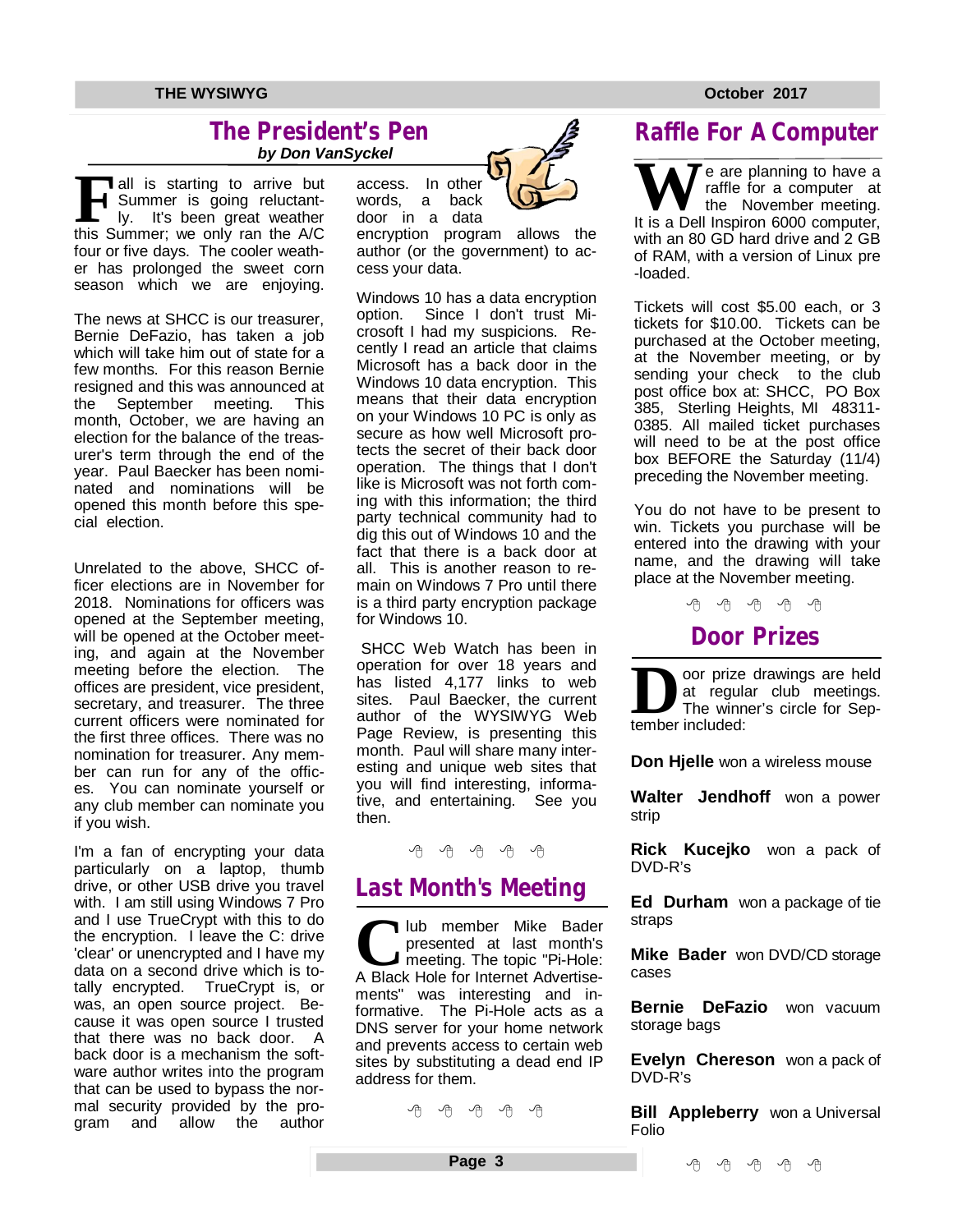## The President's Pen

*by Don VanSyckel*

Fall is starting to arrive but Summer is going reluctantly. It's been great weather this Summer; we only ran the A/C four or five days. The cooler weather has prolonged the sweet corn season which we are enjoying.

The news at SHCC is our treasurer, Bernie DeFazio, has taken a job which will take him out of state for a few months. For this reason Bernie resigned and this was announced at the September meeting. This month, October, we are having an election for the balance of the treasurer's term through the end of the year. Paul Baecker has been nominated and nominations will be opened this month before this special election.

Unrelated to the above, SHCC officer elections are in November for 2018. Nominations for officers was opened at the September meeting, will be opened at the October meeting, and again at the November meeting before the election. The offices are president, vice president, secretary, and treasurer. The three current officers were nominated for the first three offices. There was no nomination for treasurer. Any member can run for any of the offices. You can nominate yourself or any club member can nominate you if you wish.

I'm a fan of encrypting your data particularly on a laptop, thumb drive, or other USB drive you travel with. I am still using Windows 7 Pro and I use TrueCrypt with this to do the encryption. I leave the C: drive 'clear' or unencrypted and I have my data on a second drive which is totally encrypted. TrueCrypt is, or was, an open source project. Because it was open source I trusted that there was no back door. A back door is a mechanism the software author writes into the program that can be used to bypass the normal security provided by the program and allow the author access. In other words, a back door in a data encryption program allows the author (or the government) to access your data.

Windows 10 has a data encryption option. Since I don't trust Microsoft I had my suspicions. Recently I read an article that claims Microsoft has a back door in the Windows 10 data encryption. This means that their data encryption on your Windows 10 PC is only as secure as how well Microsoft protects the secret of their back door operation. The things that I don't like is Microsoft was not forth coming with this information; the third party technical community had to dig this out of Windows 10 and the fact that there is a back door at all. This is another reason to remain on Windows 7 Pro until there is a third party encryption package for Windows 10.

SHCC Web Watch has been in operation for over 18 years and has listed 4,177 links to web sites. Paul Baecker, the current author of the WYSIWYG Web Page Review, is presenting this month. Paul will share many interesting and unique web sites that you will find interesting, informative, and entertaining. See you then.

## Last Month's Meeting

Club member Mike Bader presented at last month's meeting. The topic "Pi-Hole: A Black Hole for Internet Advertisements" was interesting and informative. The Pi-Hole acts as a DNS server for your home network and prevents access to certain web sites by substituting a dead end IP address for them.

## Raffle For A Computer

We are planning to have a raffle for a computer at the November meeting. It is a Dell Inspiron 6000 computer, with an 80 GD hard drive and 2 GB of RAM, with a version of Linux pre-loaded.

Tickets will cost $5.00 each, or 3 tickets for $10.00. Tickets can be purchased at the October meeting, at the November meeting, or by sending your check to the club post office box at: SHCC, PO Box 385, Sterling Heights, MI 48311-0385. All mailed ticket purchases will need to be at the post office box BEFORE the Saturday (11/4) preceding the November meeting.

You do not have to be present to win. Tickets you purchase will be entered into the drawing with your name, and the drawing will take place at the November meeting.

## Door Prizes

Door prize drawings are held at regular club meetings. The winner's circle for September included:

**Don Hjelle** won a wireless mouse

**Walter Jendhoff** won a power strip

**Rick Kucejko** won a pack of DVD-R's

**Ed Durham** won a package of tie straps

**Mike Bader** won DVD/CD storage cases

**Bernie DeFazio** won vacuum storage bags

**Evelyn Chereson** won a pack of DVD-R's

**Bill Appleberry** won a Universal Folio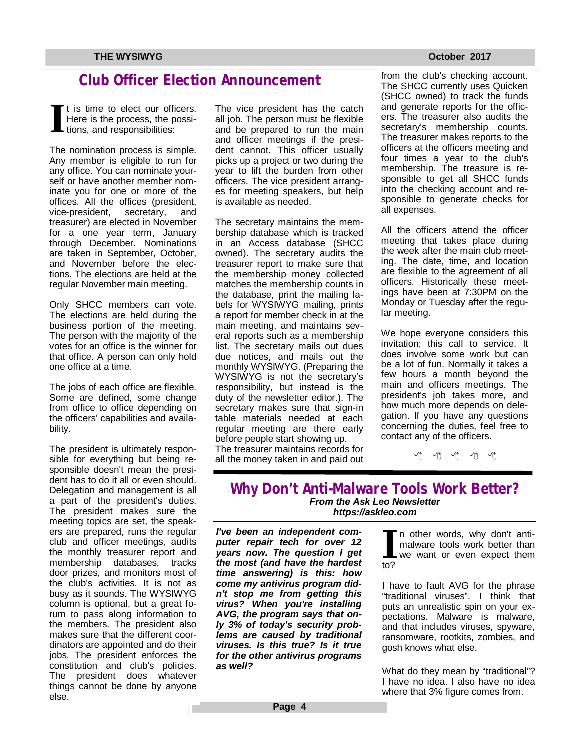## Club Officer Election Announcement

It is time to elect our officers. Here is the process, the positions, and responsibilities:

The nomination process is simple. Any member is eligible to run for any office. You can nominate yourself or have another member nominate you for one or more of the offices. All the offices (president, vice-president, secretary, and treasurer) are elected in November for a one year term, January through December. Nominations are taken in September, October, and November before the elections. The elections are held at the regular November main meeting.

Only SHCC members can vote. The elections are held during the business portion of the meeting. The person with the majority of the votes for an office is the winner for that office. A person can only hold one office at a time.

The jobs of each office are flexible. Some are defined, some change from office to office depending on the officers' capabilities and availability.

The president is ultimately responsible for everything but being responsible doesn't mean the president has to do it all or even should. Delegation and management is all a part of the president's duties. The president makes sure the meeting topics are set, the speakers are prepared, runs the regular club and officer meetings, audits the monthly treasurer report and membership databases, tracks door prizes, and monitors most of the club's activities. It is not as busy as it sounds. The WYSIWYG column is optional, but a great forum to pass along information to the members. The president also makes sure that the different coordinators are appointed and do their jobs. The president enforces the constitution and club's policies. The president does whatever things cannot be done by anyone else.

The vice president has the catch all job. The person must be flexible and be prepared to run the main and officer meetings if the president cannot. This officer usually picks up a project or two during the year to lift the burden from other officers. The vice president arranges for meeting speakers, but help is available as needed.

The secretary maintains the membership database which is tracked in an Access database (SHCC owned). The secretary audits the treasurer report to make sure that the membership money collected matches the membership counts in the database, print the mailing labels for WYSIWYG mailing, prints a report for member check in at the main meeting, and maintains several reports such as a membership list. The secretary mails out dues due notices, and mails out the monthly WYSIWYG. (Preparing the WYSIWYG is not the secretary's responsibility, but instead is the duty of the newsletter editor.). The secretary makes sure that sign-in table materials needed at each regular meeting are there early before people start showing up.

The treasurer maintains records for all the money taken in and paid out from the club's checking account. The SHCC currently uses Quicken (SHCC owned) to track the funds and generate reports for the officers. The treasurer also audits the secretary's membership counts. The treasurer makes reports to the officers at the officers meeting and four times a year to the club's membership. The treasure is responsible to get all SHCC funds into the checking account and responsible to generate checks for all expenses.

All the officers attend the officer meeting that takes place during the week after the main club meeting. The date, time, and location are flexible to the agreement of all officers. Historically these meetings have been at 7:30PM on the Monday or Tuesday after the regular meeting.

We hope everyone considers this invitation; this call to service. It does involve some work but can be a lot of fun. Normally it takes a few hours a month beyond the main and officers meetings. The president's job takes more, and how much more depends on delegation. If you have any questions concerning the duties, feel free to contact any of the officers.

## Why Don't Anti-Malware Tools Work Better?

***From the Ask Leo Newsletter***
***https://askleo.com***

***I've been an independent computer repair tech for over 12 years now. The question I get the most (and have the hardest time answering) is this: how come my antivirus program didn't stop me from getting this virus? When you're installing AVG, the program says that only 3% of today's security problems are caused by traditional viruses. Is this true? Is it true for the other antivirus programs as well?***

In other words, why don't anti-malware tools work better than we want or even expect them to?

I have to fault AVG for the phrase "traditional viruses". I think that puts an unrealistic spin on your expectations. Malware is malware, and that includes viruses, spyware, ransomware, rootkits, zombies, and gosh knows what else.

What do they mean by "traditional"? I have no idea. I also have no idea where that 3% figure comes from.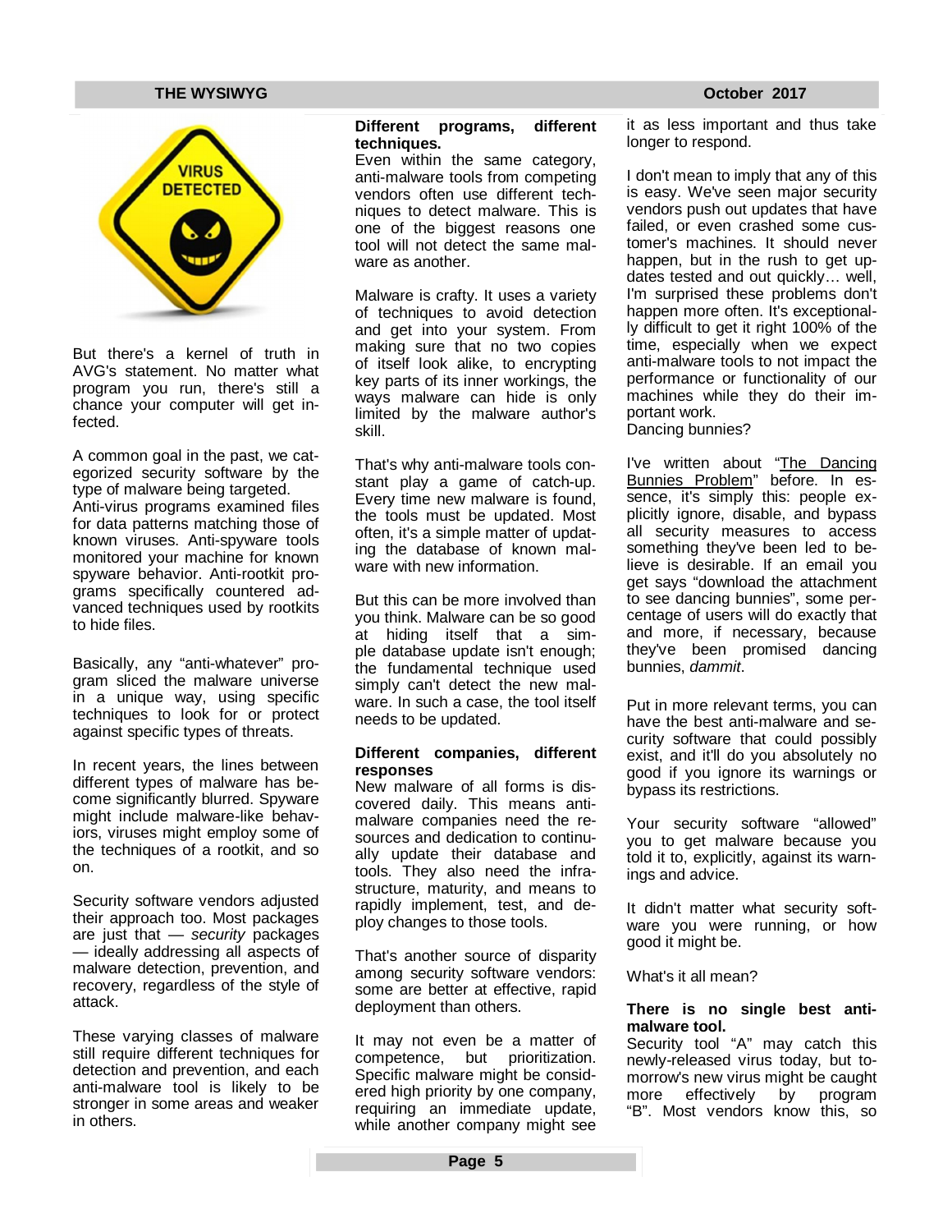But there's a kernel of truth in AVG's statement. No matter what program you run, there's still a chance your computer will get infected.

A common goal in the past, we categorized security software by the type of malware being targeted. Anti-virus programs examined files for data patterns matching those of known viruses. Anti-spyware tools monitored your machine for known spyware behavior. Anti-rootkit programs specifically countered advanced techniques used by rootkits to hide files.

Basically, any "anti-whatever" program sliced the malware universe in a unique way, using specific techniques to look for or protect against specific types of threats.

In recent years, the lines between different types of malware has become significantly blurred. Spyware might include malware-like behaviors, viruses might employ some of the techniques of a rootkit, and so on.

Security software vendors adjusted their approach too. Most packages are just that — *security* packages — ideally addressing all aspects of malware detection, prevention, and recovery, regardless of the style of attack.

These varying classes of malware still require different techniques for detection and prevention, and each anti-malware tool is likely to be stronger in some areas and weaker in others.

**Different programs, different techniques.**

Even within the same category, anti-malware tools from competing vendors often use different techniques to detect malware. This is one of the biggest reasons one tool will not detect the same malware as another.

Malware is crafty. It uses a variety of techniques to avoid detection and get into your system. From making sure that no two copies of itself look alike, to encrypting key parts of its inner workings, the ways malware can hide is only limited by the malware author's skill.

That's why anti-malware tools constant play a game of catch-up. Every time new malware is found, the tools must be updated. Most often, it's a simple matter of updating the database of known malware with new information.

But this can be more involved than you think. Malware can be so good at hiding itself that a simple database update isn't enough; the fundamental technique used simply can't detect the new malware. In such a case, the tool itself needs to be updated.

**Different companies, different responses**

New malware of all forms is discovered daily. This means anti-malware companies need the resources and dedication to continually update their database and tools. They also need the infrastructure, maturity, and means to rapidly implement, test, and deploy changes to those tools.

That's another source of disparity among security software vendors: some are better at effective, rapid deployment than others.

It may not even be a matter of competence, but prioritization. Specific malware might be considered high priority by one company, requiring an immediate update, while another company might see it as less important and thus take longer to respond.

I don't mean to imply that any of this is easy. We've seen major security vendors push out updates that have failed, or even crashed some customer's machines. It should never happen, but in the rush to get updates tested and out quickly… well, I'm surprised these problems don't happen more often. It's exceptionally difficult to get it right 100% of the time, especially when we expect anti-malware tools to not impact the performance or functionality of our machines while they do their important work.

Dancing bunnies?

I've written about "The Dancing Bunnies Problem" before. In essence, it's simply this: people explicitly ignore, disable, and bypass all security measures to access something they've been led to believe is desirable. If an email you get says "download the attachment to see dancing bunnies", some percentage of users will do exactly that and more, if necessary, because they've been promised dancing bunnies, *dammit*.

Put in more relevant terms, you can have the best anti-malware and security software that could possibly exist, and it'll do you absolutely no good if you ignore its warnings or bypass its restrictions.

Your security software "allowed" you to get malware because you told it to, explicitly, against its warnings and advice.

It didn't matter what security software you were running, or how good it might be.

What's it all mean?

**There is no single best anti-malware tool.**

Security tool "A" may catch this newly-released virus today, but tomorrow's new virus might be caught more effectively by program "B". Most vendors know this, so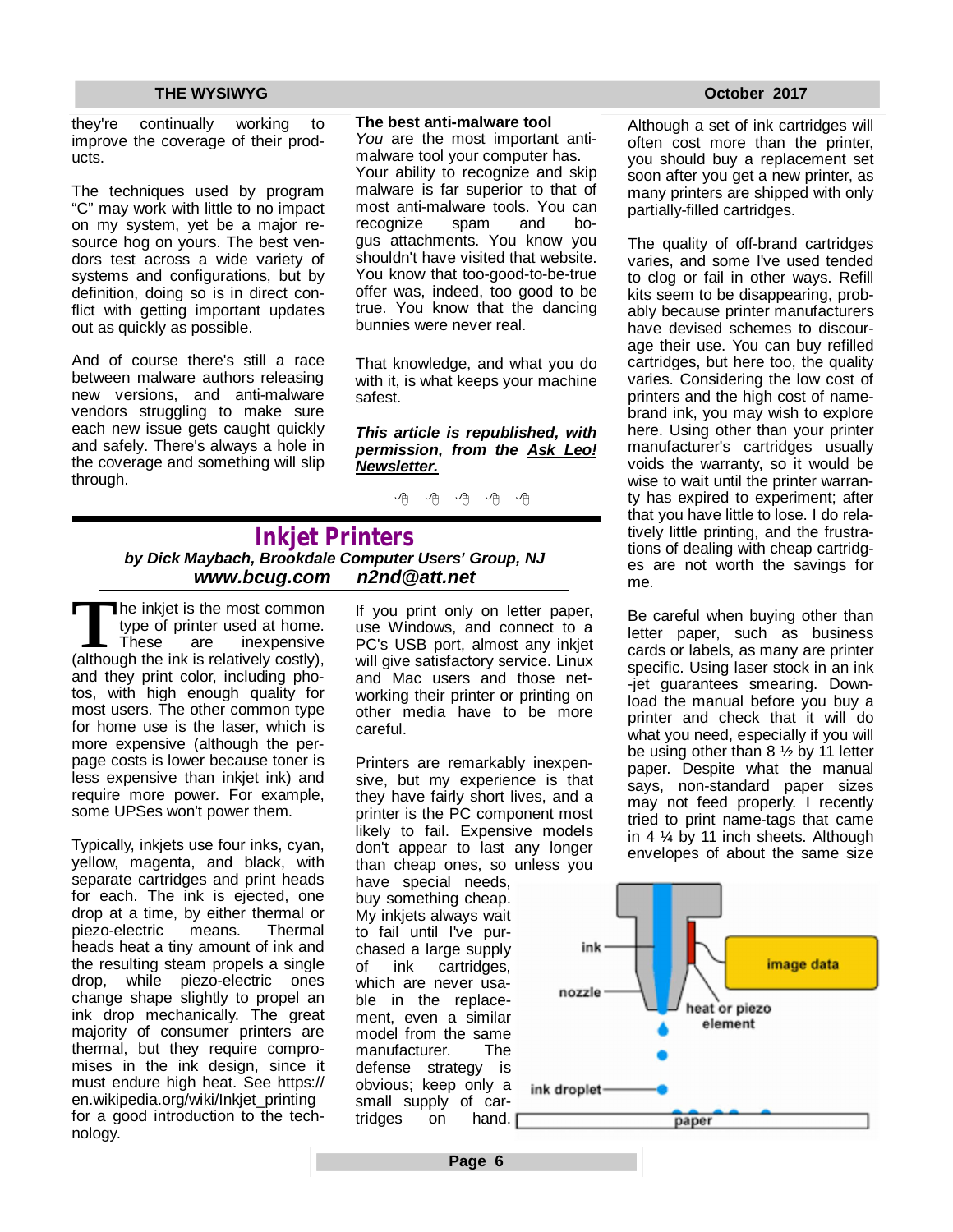they're continually working to improve the coverage of their products.

The techniques used by program "C" may work with little to no impact on my system, yet be a major resource hog on yours. The best vendors test across a wide variety of systems and configurations, but by definition, doing so is in direct conflict with getting important updates out as quickly as possible.

And of course there's still a race between malware authors releasing new versions, and anti-malware vendors struggling to make sure each new issue gets caught quickly and safely. There's always a hole in the coverage and something will slip through.

**The best anti-malware tool**

*You* are the most important anti-malware tool your computer has. Your ability to recognize and skip malware is far superior to that of most anti-malware tools. You can recognize spam and bogus attachments. You know you shouldn't have visited that website. You know that too-good-to-be-true offer was, indeed, too good to be true. You know that the dancing bunnies were never real.

That knowledge, and what you do with it, is what keeps your machine safest.

***This article is republished, with permission, from the Ask Leo! Newsletter.***

## Inkjet Printers

***by Dick Maybach, Brookdale Computer Users' Group, NJ***
***www.bcug.com n2nd@att.net***

The inkjet is the most common type of printer used at home. These are inexpensive (although the ink is relatively costly), and they print color, including photos, with high enough quality for most users. The other common type for home use is the laser, which is more expensive (although the per-page costs is lower because toner is less expensive than inkjet ink) and require more power. For example, some UPSes won't power them.

Typically, inkjets use four inks, cyan, yellow, magenta, and black, with separate cartridges and print heads for each. The ink is ejected, one drop at a time, by either thermal or piezo-electric means. Thermal heads heat a tiny amount of ink and the resulting steam propels a single drop, while piezo-electric ones change shape slightly to propel an ink drop mechanically. The great majority of consumer printers are thermal, but they require compromises in the ink design, since it must endure high heat. See https://en.wikipedia.org/wiki/Inkjet_printing for a good introduction to the technology.

If you print only on letter paper, use Windows, and connect to a PC's USB port, almost any inkjet will give satisfactory service. Linux and Mac users and those networking their printer or printing on other media have to be more careful.

Printers are remarkably inexpensive, but my experience is that they have fairly short lives, and a printer is the PC component most likely to fail. Expensive models don't appear to last any longer than cheap ones, so unless you have special needs, buy something cheap. My inkjets always wait to fail until I've purchased a large supply of ink cartridges, which are never usable in the replacement, even a similar model from the same manufacturer. The defense strategy is obvious; keep only a small supply of cartridges on hand.

Although a set of ink cartridges will often cost more than the printer, you should buy a replacement set soon after you get a new printer, as many printers are shipped with only partially-filled cartridges.

The quality of off-brand cartridges varies, and some I've used tended to clog or fail in other ways. Refill kits seem to be disappearing, probably because printer manufacturers have devised schemes to discourage their use. You can buy refilled cartridges, but here too, the quality varies. Considering the low cost of printers and the high cost of name-brand ink, you may wish to explore here. Using other than your printer manufacturer's cartridges usually voids the warranty, so it would be wise to wait until the printer warranty has expired to experiment; after that you have little to lose. I do relatively little printing, and the frustrations of dealing with cheap cartridges are not worth the savings for me.

Be careful when buying other than letter paper, such as business cards or labels, as many are printer specific. Using laser stock in an ink-jet guarantees smearing. Download the manual before you buy a printer and check that it will do what you need, especially if you will be using other than 8 ½ by 11 letter paper. Despite what the manual says, non-standard paper sizes may not feed properly. I recently tried to print name-tags that came in 4 ¼ by 11 inch sheets. Although envelopes of about the same size

ink — nozzle — heat or piezo element — image data — ink droplet — paper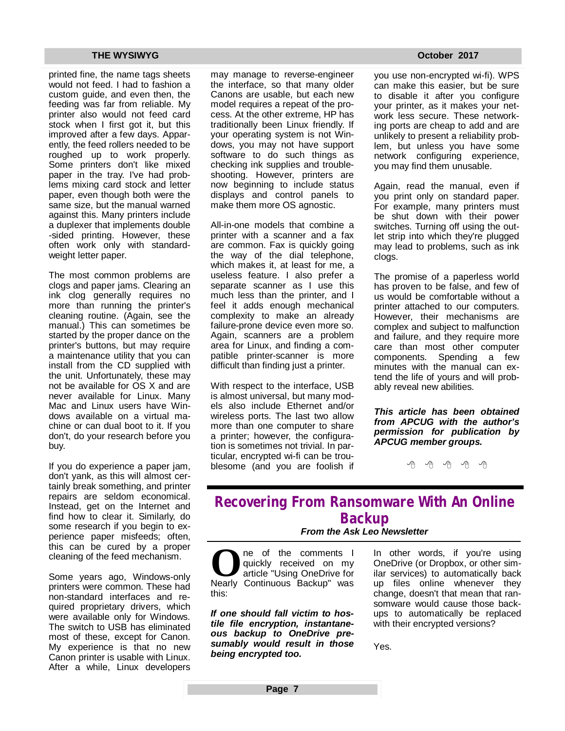printed fine, the name tags sheets would not feed. I had to fashion a custom guide, and even then, the feeding was far from reliable. My printer also would not feed card stock when I first got it, but this improved after a few days. Apparently, the feed rollers needed to be roughed up to work properly. Some printers don't like mixed paper in the tray. I've had problems mixing card stock and letter paper, even though both were the same size, but the manual warned against this. Many printers include a duplexer that implements double-sided printing. However, these often work only with standard-weight letter paper.

The most common problems are clogs and paper jams. Clearing an ink clog generally requires no more than running the printer's cleaning routine. (Again, see the manual.) This can sometimes be started by the proper dance on the printer's buttons, but may require a maintenance utility that you can install from the CD supplied with the unit. Unfortunately, these may not be available for OS X and are never available for Linux. Many Mac and Linux users have Windows available on a virtual machine or can dual boot to it. If you don't, do your research before you buy.

If you do experience a paper jam, don't yank, as this will almost certainly break something, and printer repairs are seldom economical. Instead, get on the Internet and find how to clear it. Similarly, do some research if you begin to experience paper misfeeds; often, this can be cured by a proper cleaning of the feed mechanism.

Some years ago, Windows-only printers were common. These had non-standard interfaces and required proprietary drivers, which were available only for Windows. The switch to USB has eliminated most of these, except for Canon. My experience is that no new Canon printer is usable with Linux. After a while, Linux developers may manage to reverse-engineer the interface, so that many older Canons are usable, but each new model requires a repeat of the process. At the other extreme, HP has traditionally been Linux friendly. If your operating system is not Windows, you may not have support software to do such things as checking ink supplies and troubleshooting. However, printers are now beginning to include status displays and control panels to make them more OS agnostic.

All-in-one models that combine a printer with a scanner and a fax are common. Fax is quickly going the way of the dial telephone, which makes it, at least for me, a useless feature. I also prefer a separate scanner as I use this much less than the printer, and I feel it adds enough mechanical complexity to make an already failure-prone device even more so. Again, scanners are a problem area for Linux, and finding a compatible printer-scanner is more difficult than finding just a printer.

With respect to the interface, USB is almost universal, but many models also include Ethernet and/or wireless ports. The last two allow more than one computer to share a printer; however, the configuration is sometimes not trivial. In particular, encrypted wi-fi can be troublesome (and you are foolish if you use non-encrypted wi-fi). WPS can make this easier, but be sure to disable it after you configure your printer, as it makes your network less secure. These networking ports are cheap to add and are unlikely to present a reliability problem, but unless you have some network configuring experience, you may find them unusable.

Again, read the manual, even if you print only on standard paper. For example, many printers must be shut down with their power switches. Turning off using the outlet strip into which they're plugged may lead to problems, such as ink clogs.

The promise of a paperless world has proven to be false, and few of us would be comfortable without a printer attached to our computers. However, their mechanisms are complex and subject to malfunction and failure, and they require more care than most other computer components. Spending a few minutes with the manual can extend the life of yours and will probably reveal new abilities.

***This article has been obtained from APCUG with the author's permission for publication by APCUG member groups.***

# Recovering From Ransomware With An Online Backup

***From the Ask Leo Newsletter***

One of the comments I quickly received on my article "Using OneDrive for Nearly Continuous Backup" was this:

***If one should fall victim to hostile file encryption, instantaneous backup to OneDrive presumably would result in those being encrypted too.***

In other words, if you're using OneDrive (or Dropbox, or other similar services) to automatically back up files online whenever they change, doesn't that mean that ransomware would cause those backups to automatically be replaced with their encrypted versions?

Yes.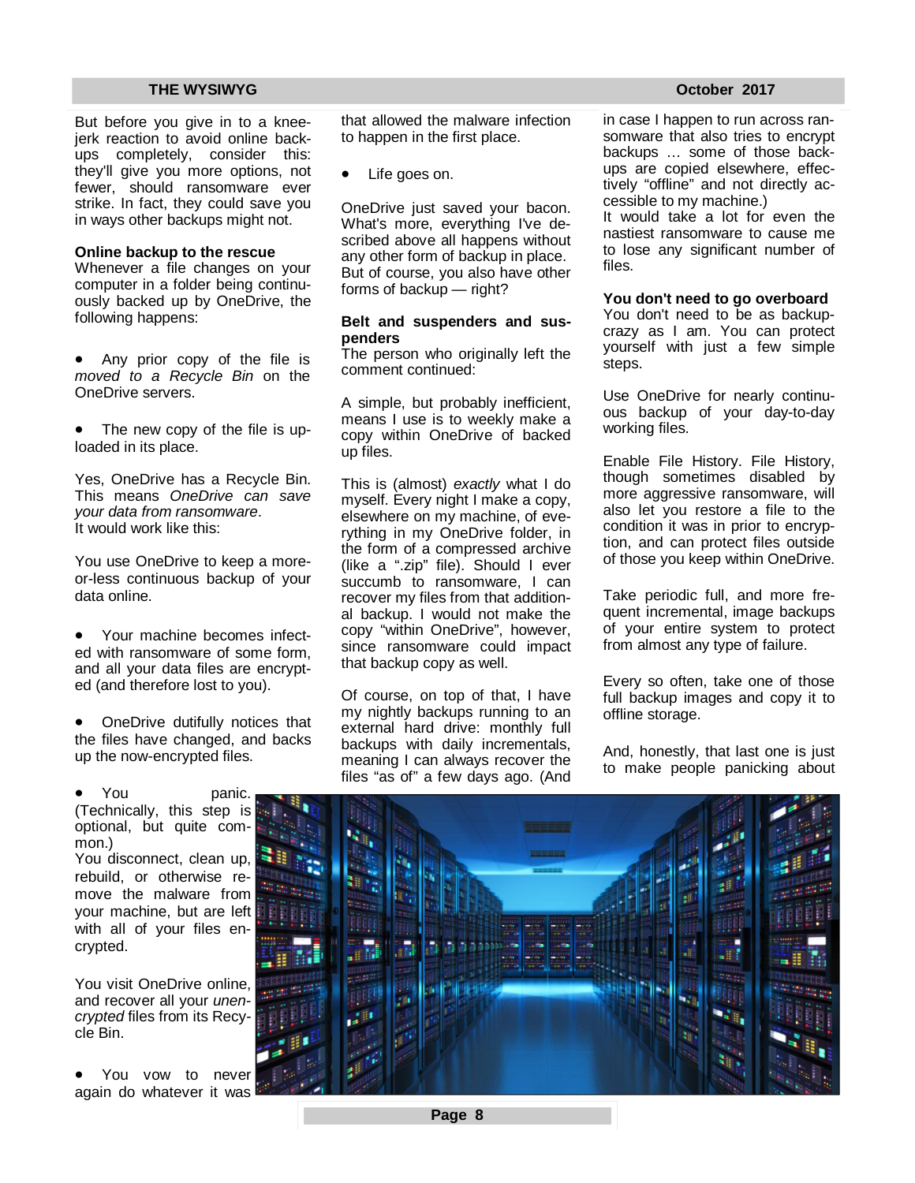But before you give in to a knee-jerk reaction to avoid online backups completely, consider this: they'll give you more options, not fewer, should ransomware ever strike. In fact, they could save you in ways other backups might not.

**Online backup to the rescue**

Whenever a file changes on your computer in a folder being continuously backed up by OneDrive, the following happens:

- Any prior copy of the file is *moved to a Recycle Bin* on the OneDrive servers.
- The new copy of the file is uploaded in its place.

Yes, OneDrive has a Recycle Bin. This means *OneDrive can save your data from ransomware*.
It would work like this:

You use OneDrive to keep a more-or-less continuous backup of your data online.

- Your machine becomes infected with ransomware of some form, and all your data files are encrypted (and therefore lost to you).
- OneDrive dutifully notices that the files have changed, and backs up the now-encrypted files.
- You panic. (Technically, this step is optional, but quite common.)
You disconnect, clean up, rebuild, or otherwise remove the malware from your machine, but are left with all of your files encrypted.

You visit OneDrive online, and recover all your *unencrypted* files from its Recycle Bin.

- You vow to never again do whatever it was that allowed the malware infection to happen in the first place.
- Life goes on.

OneDrive just saved your bacon. What's more, everything I've described above all happens without any other form of backup in place. But of course, you also have other forms of backup — right?

**Belt and suspenders and suspenders**

The person who originally left the comment continued:

A simple, but probably inefficient, means I use is to weekly make a copy within OneDrive of backed up files.

This is (almost) *exactly* what I do myself. Every night I make a copy, elsewhere on my machine, of everything in my OneDrive folder, in the form of a compressed archive (like a ".zip" file). Should I ever succumb to ransomware, I can recover my files from that additional backup. I would not make the copy "within OneDrive", however, since ransomware could impact that backup copy as well.

Of course, on top of that, I have my nightly backups running to an external hard drive: monthly full backups with daily incrementals, meaning I can always recover the files "as of" a few days ago. (And in case I happen to run across ransomware that also tries to encrypt backups … some of those backups are copied elsewhere, effectively "offline" and not directly accessible to my machine.)
It would take a lot for even the nastiest ransomware to cause me to lose any significant number of files.

**You don't need to go overboard**

You don't need to be as backup-crazy as I am. You can protect yourself with just a few simple steps.

Use OneDrive for nearly continuous backup of your day-to-day working files.

Enable File History. File History, though sometimes disabled by more aggressive ransomware, will also let you restore a file to the condition it was in prior to encryption, and can protect files outside of those you keep within OneDrive.

Take periodic full, and more frequent incremental, image backups of your entire system to protect from almost any type of failure.

Every so often, take one of those full backup images and copy it to offline storage.

And, honestly, that last one is just to make people panicking about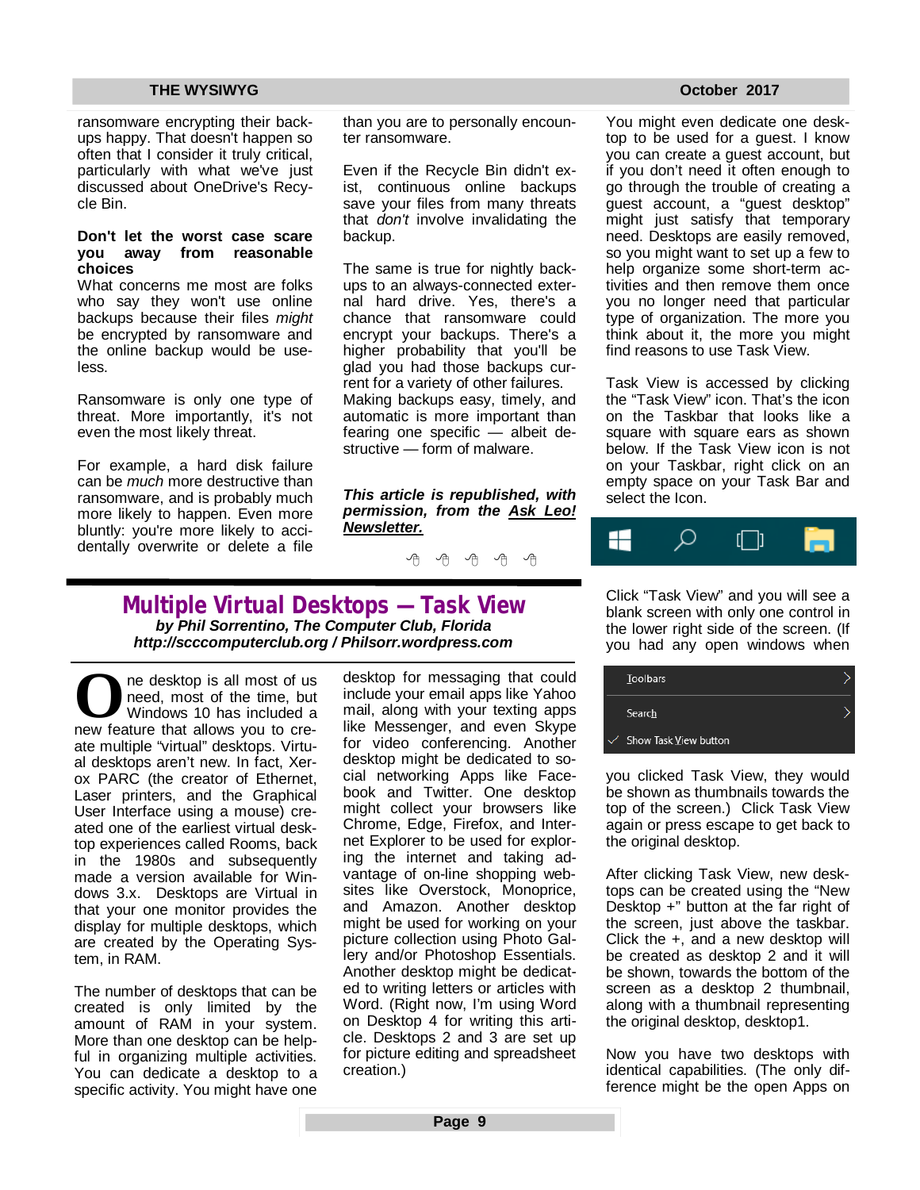ransomware encrypting their backups happy. That doesn't happen so often that I consider it truly critical, particularly with what we've just discussed about OneDrive's Recycle Bin.

**Don't let the worst case scare you away from reasonable choices**

What concerns me most are folks who say they won't use online backups because their files *might* be encrypted by ransomware and the online backup would be useless.

Ransomware is only one type of threat. More importantly, it's not even the most likely threat.

For example, a hard disk failure can be *much* more destructive than ransomware, and is probably much more likely to happen. Even more bluntly: you're more likely to accidentally overwrite or delete a file than you are to personally encounter ransomware.

Even if the Recycle Bin didn't exist, continuous online backups save your files from many threats that *don't* involve invalidating the backup.

The same is true for nightly backups to an always-connected external hard drive. Yes, there's a chance that ransomware could encrypt your backups. There's a higher probability that you'll be glad you had those backups current for a variety of other failures. Making backups easy, timely, and automatic is more important than fearing one specific — albeit destructive — form of malware.

***This article is republished, with permission, from the Ask Leo! Newsletter.***

# Multiple Virtual Desktops — Task View

***by Phil Sorrentino, The Computer Club, Florida***
***http://scccomputerclub.org / Philsorr.wordpress.com***

One desktop is all most of us need, most of the time, but Windows 10 has included a new feature that allows you to create multiple "virtual" desktops. Virtual desktops aren't new. In fact, Xerox PARC (the creator of Ethernet, Laser printers, and the Graphical User Interface using a mouse) created one of the earliest virtual desktop experiences called Rooms, back in the 1980s and subsequently made a version available for Windows 3.x. Desktops are Virtual in that your one monitor provides the display for multiple desktops, which are created by the Operating System, in RAM.

The number of desktops that can be created is only limited by the amount of RAM in your system. More than one desktop can be helpful in organizing multiple activities. You can dedicate a desktop to a specific activity. You might have one desktop for messaging that could include your email apps like Yahoo mail, along with your texting apps like Messenger, and even Skype for video conferencing. Another desktop might be dedicated to social networking Apps like Facebook and Twitter. One desktop might collect your browsers like Chrome, Edge, Firefox, and Internet Explorer to be used for exploring the internet and taking advantage of on-line shopping websites like Overstock, Monoprice, and Amazon. Another desktop might be used for working on your picture collection using Photo Gallery and/or Photoshop Essentials. Another desktop might be dedicated to writing letters or articles with Word. (Right now, I'm using Word on Desktop 4 for writing this article. Desktops 2 and 3 are set up for picture editing and spreadsheet creation.)

You might even dedicate one desktop to be used for a guest. I know you can create a guest account, but if you don't need it often enough to go through the trouble of creating a guest account, a "guest desktop" might just satisfy that temporary need. Desktops are easily removed, so you might want to set up a few to help organize some short-term activities and then remove them once you no longer need that particular type of organization. The more you think about it, the more you might find reasons to use Task View.

Task View is accessed by clicking the "Task View" icon. That's the icon on the Taskbar that looks like a square with square ears as shown below. If the Task View icon is not on your Taskbar, right click on an empty space on your Task Bar and select the Icon.

Click "Task View" and you will see a blank screen with only one control in the lower right side of the screen. (If you had any open windows when

Toolbars
Search
Show Task View button

you clicked Task View, they would be shown as thumbnails towards the top of the screen.) Click Task View again or press escape to get back to the original desktop.

After clicking Task View, new desktops can be created using the "New Desktop +" button at the far right of the screen, just above the taskbar. Click the +, and a new desktop will be created as desktop 2 and it will be shown, towards the bottom of the screen as a desktop 2 thumbnail, along with a thumbnail representing the original desktop, desktop1.

Now you have two desktops with identical capabilities. (The only difference might be the open Apps on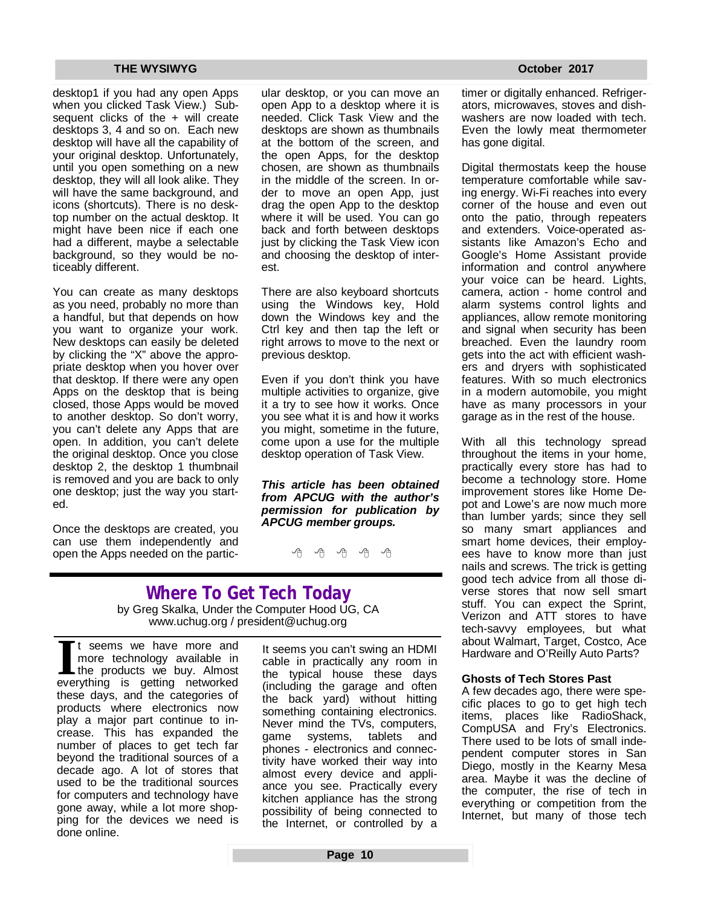desktop1 if you had any open Apps when you clicked Task View.) Subsequent clicks of the + will create desktops 3, 4 and so on. Each new desktop will have all the capability of your original desktop. Unfortunately, until you open something on a new desktop, they will all look alike. They will have the same background, and icons (shortcuts). There is no desktop number on the actual desktop. It might have been nice if each one had a different, maybe a selectable background, so they would be noticeably different.

You can create as many desktops as you need, probably no more than a handful, but that depends on how you want to organize your work. New desktops can easily be deleted by clicking the "X" above the appropriate desktop when you hover over that desktop. If there were any open Apps on the desktop that is being closed, those Apps would be moved to another desktop. So don't worry, you can't delete any Apps that are open. In addition, you can't delete the original desktop. Once you close desktop 2, the desktop 1 thumbnail is removed and you are back to only one desktop; just the way you started.

Once the desktops are created, you can use them independently and open the Apps needed on the particular desktop, or you can move an open App to a desktop where it is needed. Click Task View and the desktops are shown as thumbnails at the bottom of the screen, and the open Apps, for the desktop chosen, are shown as thumbnails in the middle of the screen. In order to move an open App, just drag the open App to the desktop where it will be used. You can go back and forth between desktops just by clicking the Task View icon and choosing the desktop of interest.

There are also keyboard shortcuts using the Windows key, Hold down the Windows key and the Ctrl key and then tap the left or right arrows to move to the next or previous desktop.

Even if you don't think you have multiple activities to organize, give it a try to see how it works. Once you see what it is and how it works you might, sometime in the future, come upon a use for the multiple desktop operation of Task View.

***This article has been obtained from APCUG with the author's permission for publication by APCUG member groups.***

---

## Where To Get Tech Today

by Greg Skalka, Under the Computer Hood UG, CA
www.uchug.org / president@uchug.org

It seems we have more and more technology available in the products we buy. Almost everything is getting networked these days, and the categories of products where electronics now play a major part continue to increase. This has expanded the number of places to get tech far beyond the traditional sources of a decade ago. A lot of stores that used to be the traditional sources for computers and technology have gone away, while a lot more shopping for the devices we need is done online.

It seems you can't swing an HDMI cable in practically any room in the typical house these days (including the garage and often the back yard) without hitting something containing electronics. Never mind the TVs, computers, game systems, tablets and phones - electronics and connectivity have worked their way into almost every device and appliance you see. Practically every kitchen appliance has the strong possibility of being connected to the Internet, or controlled by a timer or digitally enhanced. Refrigerators, microwaves, stoves and dishwashers are now loaded with tech. Even the lowly meat thermometer has gone digital.

Digital thermostats keep the house temperature comfortable while saving energy. Wi-Fi reaches into every corner of the house and even out onto the patio, through repeaters and extenders. Voice-operated assistants like Amazon's Echo and Google's Home Assistant provide information and control anywhere your voice can be heard. Lights, camera, action - home control and alarm systems control lights and appliances, allow remote monitoring and signal when security has been breached. Even the laundry room gets into the act with efficient washers and dryers with sophisticated features. With so much electronics in a modern automobile, you might have as many processors in your garage as in the rest of the house.

With all this technology spread throughout the items in your home, practically every store has had to become a technology store. Home improvement stores like Home Depot and Lowe's are now much more than lumber yards; since they sell so many smart appliances and smart home devices, their employees have to know more than just nails and screws. The trick is getting good tech advice from all those diverse stores that now sell smart stuff. You can expect the Sprint, Verizon and ATT stores to have tech-savvy employees, but what about Walmart, Target, Costco, Ace Hardware and O'Reilly Auto Parts?

**Ghosts of Tech Stores Past**

A few decades ago, there were specific places to go to get high tech items, places like RadioShack, CompUSA and Fry's Electronics. There used to be lots of small independent computer stores in San Diego, mostly in the Kearny Mesa area. Maybe it was the decline of the computer, the rise of tech in everything or competition from the Internet, but many of those tech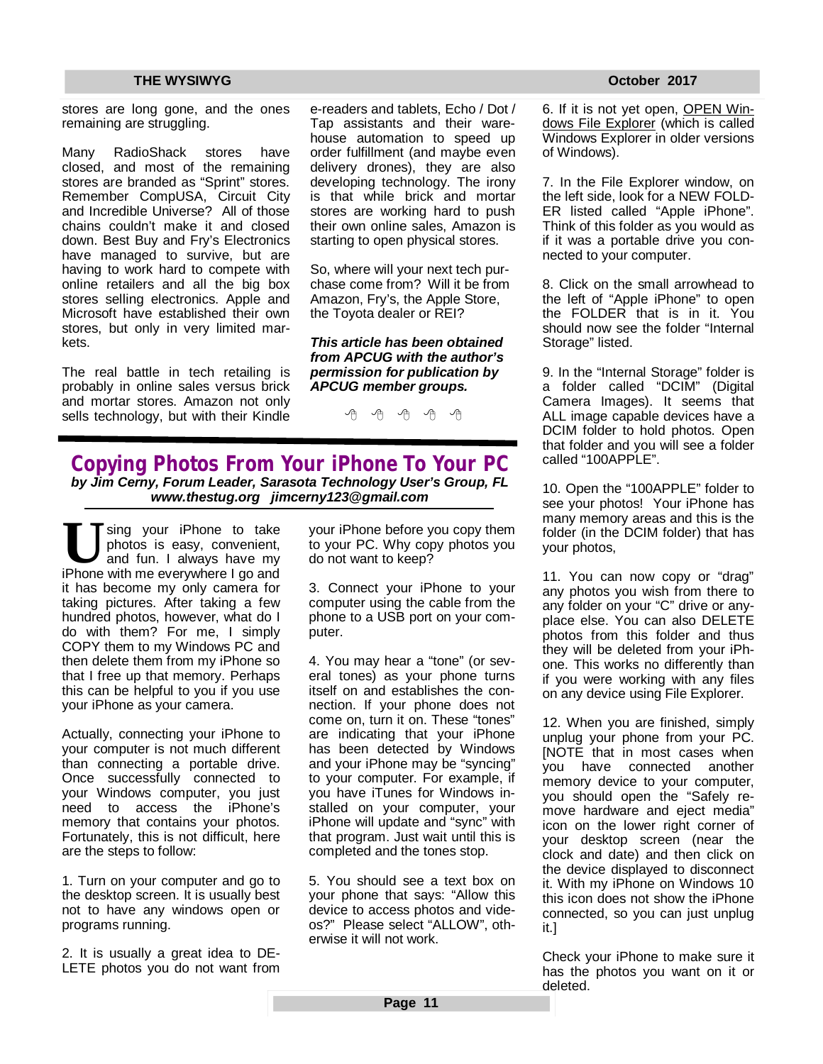stores are long gone, and the ones remaining are struggling.

Many RadioShack stores have closed, and most of the remaining stores are branded as "Sprint" stores. Remember CompUSA, Circuit City and Incredible Universe? All of those chains couldn't make it and closed down. Best Buy and Fry's Electronics have managed to survive, but are having to work hard to compete with online retailers and all the big box stores selling electronics. Apple and Microsoft have established their own stores, but only in very limited markets.

The real battle in tech retailing is probably in online sales versus brick and mortar stores. Amazon not only sells technology, but with their Kindle e-readers and tablets, Echo / Dot / Tap assistants and their warehouse automation to speed up order fulfillment (and maybe even delivery drones), they are also developing technology. The irony is that while brick and mortar stores are working hard to push their own online sales, Amazon is starting to open physical stores.

So, where will your next tech purchase come from? Will it be from Amazon, Fry's, the Apple Store, the Toyota dealer or REI?

***This article has been obtained from APCUG with the author's permission for publication by APCUG member groups.***

## Copying Photos From Your iPhone To Your PC

***by Jim Cerny, Forum Leader, Sarasota Technology User's Group, FL***
***www.thestug.org jimcerny123@gmail.com***

Using your iPhone to take photos is easy, convenient, and fun. I always have my iPhone with me everywhere I go and it has become my only camera for taking pictures. After taking a few hundred photos, however, what do I do with them? For me, I simply COPY them to my Windows PC and then delete them from my iPhone so that I free up that memory. Perhaps this can be helpful to you if you use your iPhone as your camera.

Actually, connecting your iPhone to your computer is not much different than connecting a portable drive. Once successfully connected to your Windows computer, you just need to access the iPhone's memory that contains your photos. Fortunately, this is not difficult, here are the steps to follow:

1. Turn on your computer and go to the desktop screen. It is usually best not to have any windows open or programs running.

2. It is usually a great idea to DELETE photos you do not want from your iPhone before you copy them to your PC. Why copy photos you do not want to keep?

3. Connect your iPhone to your computer using the cable from the phone to a USB port on your computer.

4. You may hear a "tone" (or several tones) as your phone turns itself on and establishes the connection. If your phone does not come on, turn it on. These "tones" are indicating that your iPhone has been detected by Windows and your iPhone may be "syncing" to your computer. For example, if you have iTunes for Windows installed on your computer, your iPhone will update and "sync" with that program. Just wait until this is completed and the tones stop.

5. You should see a text box on your phone that says: "Allow this device to access photos and videos?" Please select "ALLOW", otherwise it will not work.

6. If it is not yet open, OPEN Windows File Explorer (which is called Windows Explorer in older versions of Windows).

7. In the File Explorer window, on the left side, look for a NEW FOLDER listed called "Apple iPhone". Think of this folder as you would as if it was a portable drive you connected to your computer.

8. Click on the small arrowhead to the left of "Apple iPhone" to open the FOLDER that is in it. You should now see the folder "Internal Storage" listed.

9. In the "Internal Storage" folder is a folder called "DCIM" (Digital Camera Images). It seems that ALL image capable devices have a DCIM folder to hold photos. Open that folder and you will see a folder called "100APPLE".

10. Open the "100APPLE" folder to see your photos! Your iPhone has many memory areas and this is the folder (in the DCIM folder) that has your photos,

11. You can now copy or "drag" any photos you wish from there to any folder on your "C" drive or anyplace else. You can also DELETE photos from this folder and thus they will be deleted from your iPhone. This works no differently than if you were working with any files on any device using File Explorer.

12. When you are finished, simply unplug your phone from your PC. [NOTE that in most cases when you have connected another memory device to your computer, you should open the "Safely remove hardware and eject media" icon on the lower right corner of your desktop screen (near the clock and date) and then click on the device displayed to disconnect it. With my iPhone on Windows 10 this icon does not show the iPhone connected, so you can just unplug it.]

Check your iPhone to make sure it has the photos you want on it or deleted.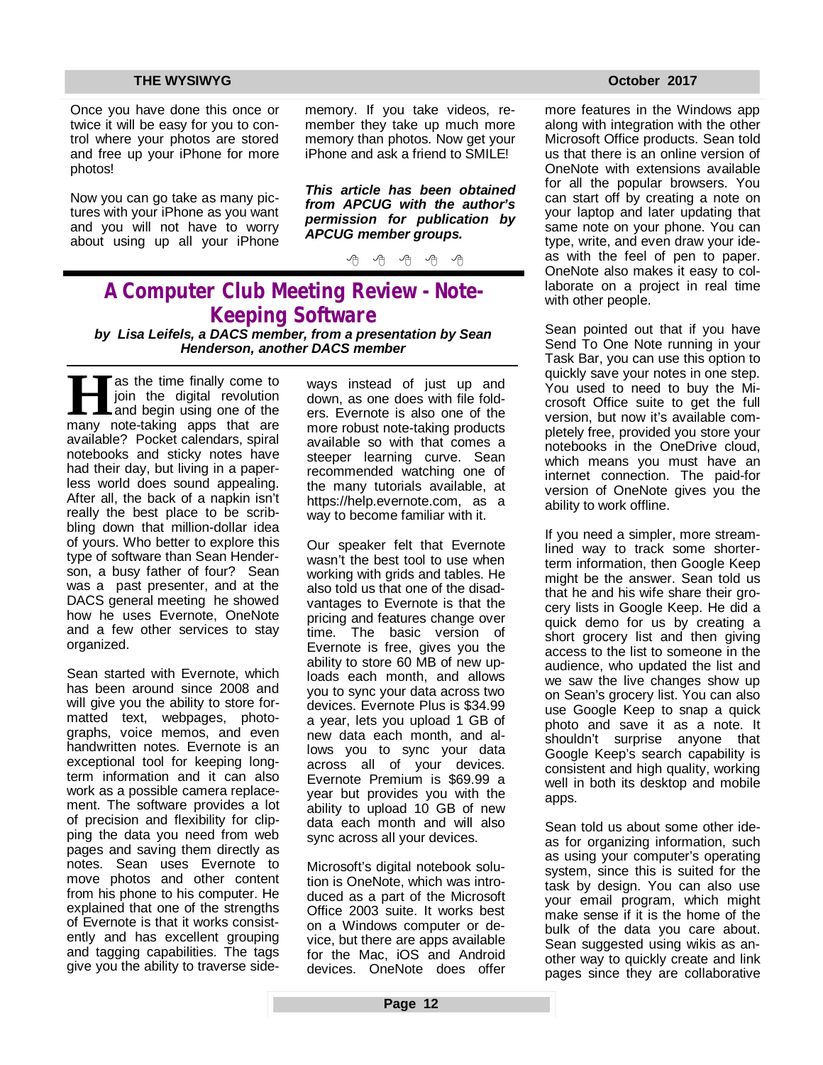Once you have done this once or twice it will be easy for you to control where your photos are stored and free up your iPhone for more photos!

Now you can go take as many pictures with your iPhone as you want and you will not have to worry about using up all your iPhone memory. If you take videos, remember they take up much more memory than photos. Now get your iPhone and ask a friend to SMILE!

***This article has been obtained from APCUG with the author's permission for publication by APCUG member groups.***

## A Computer Club Meeting Review - Note-Keeping Software

***by Lisa Leifels, a DACS member, from a presentation by Sean Henderson, another DACS member***

Has the time finally come to join the digital revolution and begin using one of the many note-taking apps that are available? Pocket calendars, spiral notebooks and sticky notes have had their day, but living in a paperless world does sound appealing. After all, the back of a napkin isn't really the best place to be scribbling down that million-dollar idea of yours. Who better to explore this type of software than Sean Henderson, a busy father of four? Sean was a past presenter, and at the DACS general meeting he showed how he uses Evernote, OneNote and a few other services to stay organized.

Sean started with Evernote, which has been around since 2008 and will give you the ability to store formatted text, webpages, photographs, voice memos, and even handwritten notes. Evernote is an exceptional tool for keeping long-term information and it can also work as a possible camera replacement. The software provides a lot of precision and flexibility for clipping the data you need from web pages and saving them directly as notes. Sean uses Evernote to move photos and other content from his phone to his computer. He explained that one of the strengths of Evernote is that it works consistently and has excellent grouping and tagging capabilities. The tags give you the ability to traverse sideways instead of just up and down, as one does with file folders. Evernote is also one of the more robust note-taking products available so with that comes a steeper learning curve. Sean recommended watching one of the many tutorials available, at https://help.evernote.com, as a way to become familiar with it.

Our speaker felt that Evernote wasn't the best tool to use when working with grids and tables. He also told us that one of the disadvantages to Evernote is that the pricing and features change over time. The basic version of Evernote is free, gives you the ability to store 60 MB of new uploads each month, and allows you to sync your data across two devices. Evernote Plus is $34.99 a year, lets you upload 1 GB of new data each month, and allows you to sync your data across all of your devices. Evernote Premium is $69.99 a year but provides you with the ability to upload 10 GB of new data each month and will also sync across all your devices.

Microsoft's digital notebook solution is OneNote, which was introduced as a part of the Microsoft Office 2003 suite. It works best on a Windows computer or device, but there are apps available for the Mac, iOS and Android devices. OneNote does offer more features in the Windows app along with integration with the other Microsoft Office products. Sean told us that there is an online version of OneNote with extensions available for all the popular browsers. You can start off by creating a note on your laptop and later updating that same note on your phone. You can type, write, and even draw your ideas with the feel of pen to paper. OneNote also makes it easy to collaborate on a project in real time with other people.

Sean pointed out that if you have Send To One Note running in your Task Bar, you can use this option to quickly save your notes in one step. You used to need to buy the Microsoft Office suite to get the full version, but now it's available completely free, provided you store your notebooks in the OneDrive cloud, which means you must have an internet connection. The paid-for version of OneNote gives you the ability to work offline.

If you need a simpler, more streamlined way to track some shorter-term information, then Google Keep might be the answer. Sean told us that he and his wife share their grocery lists in Google Keep. He did a quick demo for us by creating a short grocery list and then giving access to the list to someone in the audience, who updated the list and we saw the live changes show up on Sean's grocery list. You can also use Google Keep to snap a quick photo and save it as a note. It shouldn't surprise anyone that Google Keep's search capability is consistent and high quality, working well in both its desktop and mobile apps.

Sean told us about some other ideas for organizing information, such as using your computer's operating system, since this is suited for the task by design. You can also use your email program, which might make sense if it is the home of the bulk of the data you care about. Sean suggested using wikis as another way to quickly create and link pages since they are collaborative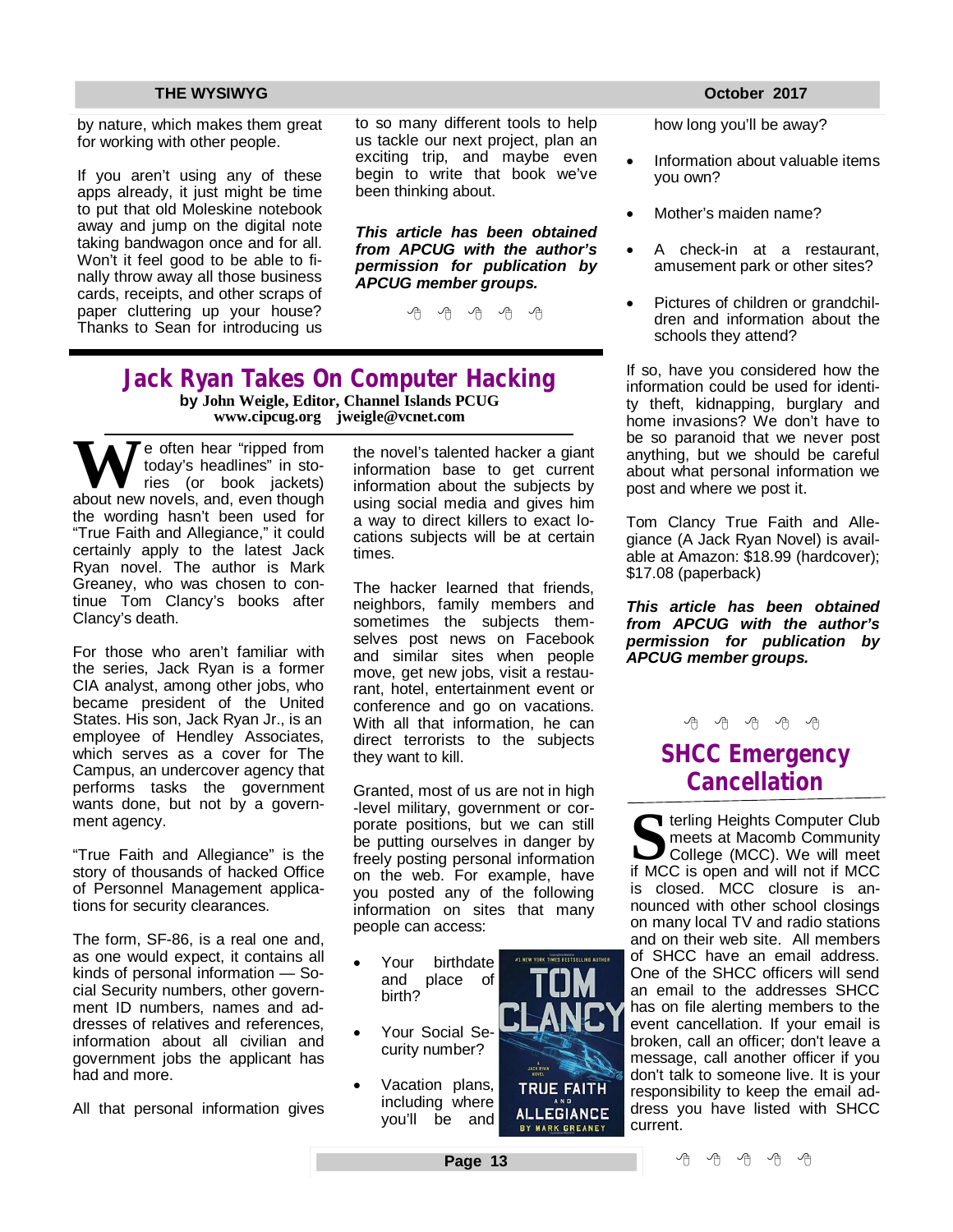by nature, which makes them great for working with other people.

If you aren't using any of these apps already, it just might be time to put that old Moleskine notebook away and jump on the digital note taking bandwagon once and for all. Won't it feel good to be able to finally throw away all those business cards, receipts, and other scraps of paper cluttering up your house? Thanks to Sean for introducing us to so many different tools to help us tackle our next project, plan an exciting trip, and maybe even begin to write that book we've been thinking about.

***This article has been obtained from APCUG with the author's permission for publication by APCUG member groups.***

## Jack Ryan Takes On Computer Hacking

**by John Weigle, Editor, Channel Islands PCUG**
**www.cipcug.org jweigle@vcnet.com**

We often hear "ripped from today's headlines" in stories (or book jackets) about new novels, and, even though the wording hasn't been used for "True Faith and Allegiance," it could certainly apply to the latest Jack Ryan novel. The author is Mark Greaney, who was chosen to continue Tom Clancy's books after Clancy's death.

For those who aren't familiar with the series, Jack Ryan is a former CIA analyst, among other jobs, who became president of the United States. His son, Jack Ryan Jr., is an employee of Hendley Associates, which serves as a cover for The Campus, an undercover agency that performs tasks the government wants done, but not by a government agency.

"True Faith and Allegiance" is the story of thousands of hacked Office of Personnel Management applications for security clearances.

The form, SF-86, is a real one and, as one would expect, it contains all kinds of personal information — Social Security numbers, other government ID numbers, names and addresses of relatives and references, information about all civilian and government jobs the applicant has had and more.

All that personal information gives the novel's talented hacker a giant information base to get current information about the subjects by using social media and gives him a way to direct killers to exact locations subjects will be at certain times.

The hacker learned that friends, neighbors, family members and sometimes the subjects themselves post news on Facebook and similar sites when people move, get new jobs, visit a restaurant, hotel, entertainment event or conference and go on vacations. With all that information, he can direct terrorists to the subjects they want to kill.

Granted, most of us are not in high-level military, government or corporate positions, but we can still be putting ourselves in danger by freely posting personal information on the web. For example, have you posted any of the following information on sites that many people can access:

- Your birthdate and place of birth?
- Your Social Security number?
- Vacation plans, including where you'll be and how long you'll be away?
- Information about valuable items you own?
- Mother's maiden name?
- A check-in at a restaurant, amusement park or other sites?
- Pictures of children or grandchildren and information about the schools they attend?

If so, have you considered how the information could be used for identity theft, kidnapping, burglary and home invasions? We don't have to be so paranoid that we never post anything, but we should be careful about what personal information we post and where we post it.

Tom Clancy True Faith and Allegiance (A Jack Ryan Novel) is available at Amazon: $18.99 (hardcover); $17.08 (paperback)

***This article has been obtained from APCUG with the author's permission for publication by APCUG member groups.***

## SHCC Emergency Cancellation

Sterling Heights Computer Club meets at Macomb Community College (MCC). We will meet if MCC is open and will not if MCC is closed. MCC closure is announced with other school closings on many local TV and radio stations and on their web site. All members of SHCC have an email address. One of the SHCC officers will send an email to the addresses SHCC has on file alerting members to the event cancellation. If your email is broken, call an officer; don't leave a message, call another officer if you don't talk to someone live. It is your responsibility to keep the email address you have listed with SHCC current.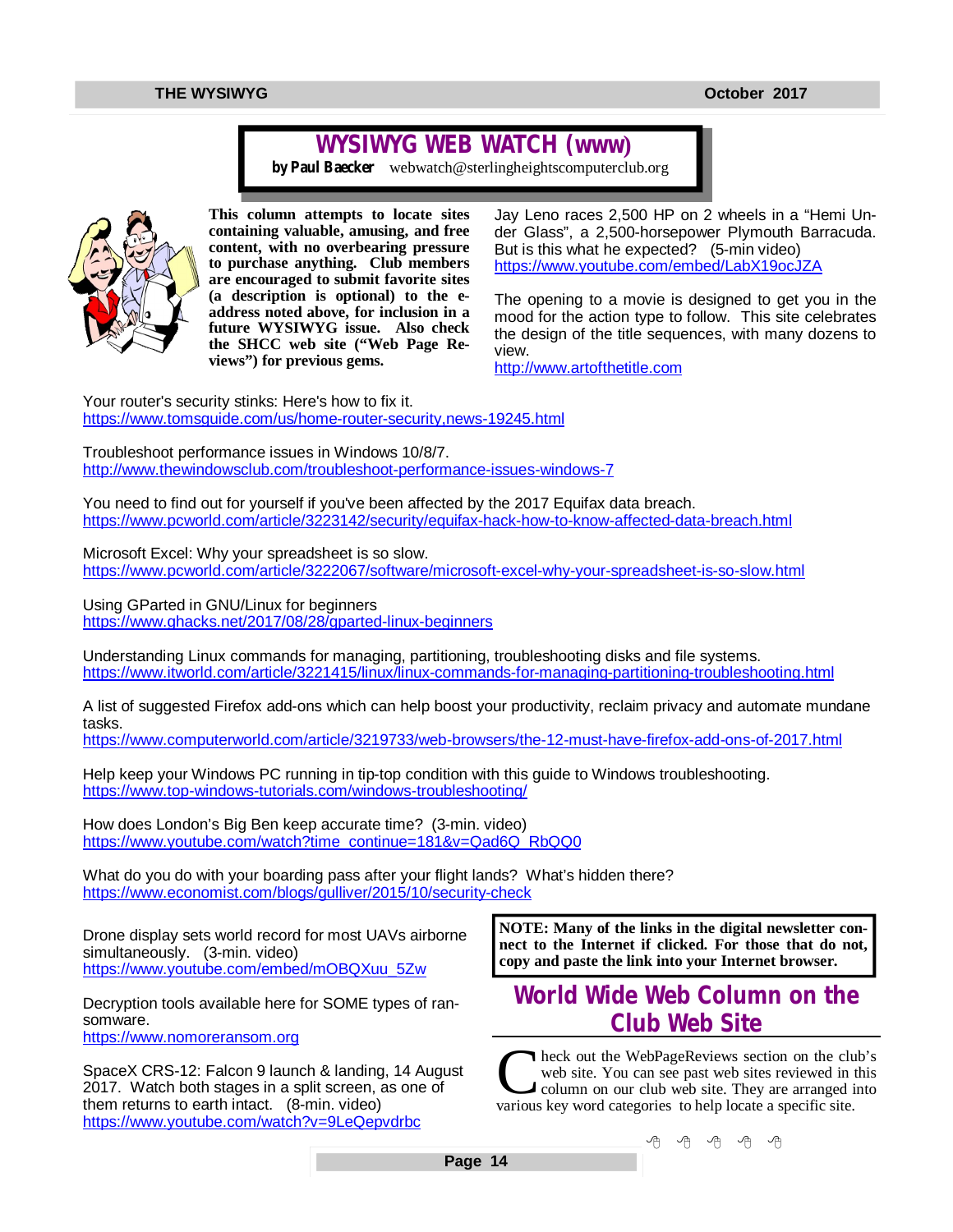# WYSIWYG WEB WATCH (www)

**by Paul Baecker** webwatch@sterlingheightscomputerclub.org

**This column attempts to locate sites containing valuable, amusing, and free content, with no overbearing pressure to purchase anything. Club members are encouraged to submit favorite sites (a description is optional) to the e-address noted above, for inclusion in a future WYSIWYG issue. Also check the SHCC web site ("Web Page Reviews") for previous gems.**

Jay Leno races 2,500 HP on 2 wheels in a "Hemi Under Glass", a 2,500-horsepower Plymouth Barracuda. But is this what he expected? (5-min video)
https://www.youtube.com/embed/LabX19ocJZA

The opening to a movie is designed to get you in the mood for the action type to follow. This site celebrates the design of the title sequences, with many dozens to view.
http://www.artofthetitle.com

Your router's security stinks: Here's how to fix it.
https://www.tomsguide.com/us/home-router-security,news-19245.html

Troubleshoot performance issues in Windows 10/8/7.
http://www.thewindowsclub.com/troubleshoot-performance-issues-windows-7

You need to find out for yourself if you've been affected by the 2017 Equifax data breach.
https://www.pcworld.com/article/3223142/security/equifax-hack-how-to-know-affected-data-breach.html

Microsoft Excel: Why your spreadsheet is so slow.
https://www.pcworld.com/article/3222067/software/microsoft-excel-why-your-spreadsheet-is-so-slow.html

Using GParted in GNU/Linux for beginners
https://www.ghacks.net/2017/08/28/gparted-linux-beginners

Understanding Linux commands for managing, partitioning, troubleshooting disks and file systems.
https://www.itworld.com/article/3221415/linux/linux-commands-for-managing-partitioning-troubleshooting.html

A list of suggested Firefox add-ons which can help boost your productivity, reclaim privacy and automate mundane tasks.
https://www.computerworld.com/article/3219733/web-browsers/the-12-must-have-firefox-add-ons-of-2017.html

Help keep your Windows PC running in tip-top condition with this guide to Windows troubleshooting.
https://www.top-windows-tutorials.com/windows-troubleshooting/

How does London's Big Ben keep accurate time? (3-min. video)
https://www.youtube.com/watch?time_continue=181&v=Qad6Q_RbQQ0

What do you do with your boarding pass after your flight lands? What's hidden there?
https://www.economist.com/blogs/gulliver/2015/10/security-check

Drone display sets world record for most UAVs airborne simultaneously. (3-min. video)
https://www.youtube.com/embed/mOBQXuu_5Zw

Decryption tools available here for SOME types of ransomware.
https://www.nomoreransom.org

SpaceX CRS-12: Falcon 9 launch & landing, 14 August 2017. Watch both stages in a split screen, as one of them returns to earth intact. (8-min. video)
https://www.youtube.com/watch?v=9LeQepvdrbc

**NOTE: Many of the links in the digital newsletter connect to the Internet if clicked. For those that do not, copy and paste the link into your Internet browser.**

## World Wide Web Column on the Club Web Site

Check out the WebPageReviews section on the club's web site. You can see past web sites reviewed in this column on our club web site. They are arranged into various key word categories to help locate a specific site.